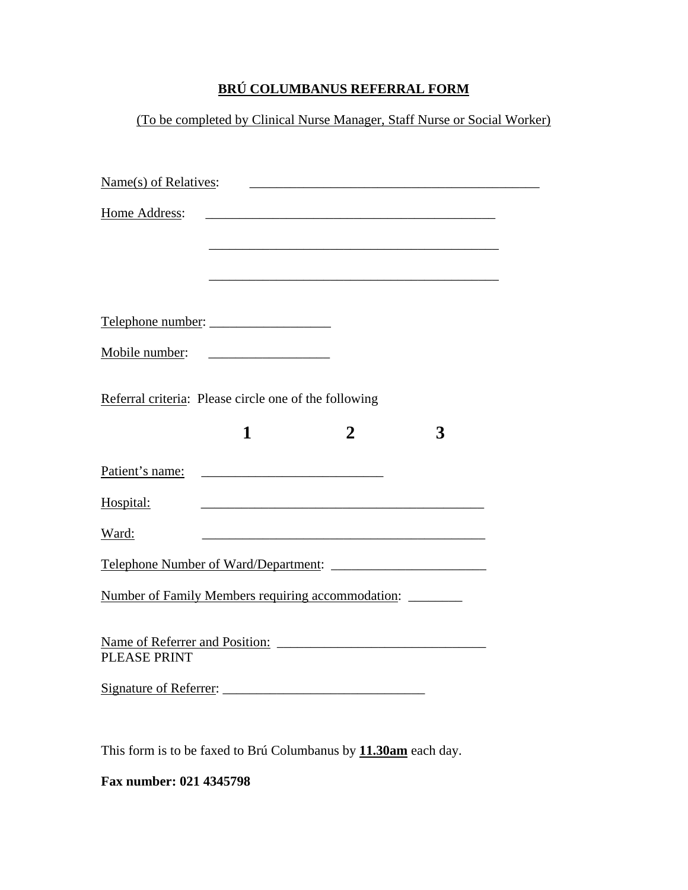**BRÚ COLUMBANUS REFERRAL FORM**

(To be completed by Clinical Nurse Manager, Staff Nurse or Social Worker)

Name(s) of Relatives: ____________________________________________

Home Address: ____________________________________________

____________________________________________

____________________________________________

Telephone number: __________________

Mobile number: __________________

Referral criteria: Please circle one of the following

**1** **2** **3**

Patient's name: ___________________________

Hospital: ____________________________________________

Ward: ____________________________________________

Telephone Number of Ward/Department: _______________________

Number of Family Members requiring accommodation: ________

Name of Referrer and Position: _______________________________
PLEASE PRINT

Signature of Referrer: ______________________________

This form is to be faxed to Brú Columbanus by **11.30am** each day.

**Fax number: 021 4345798**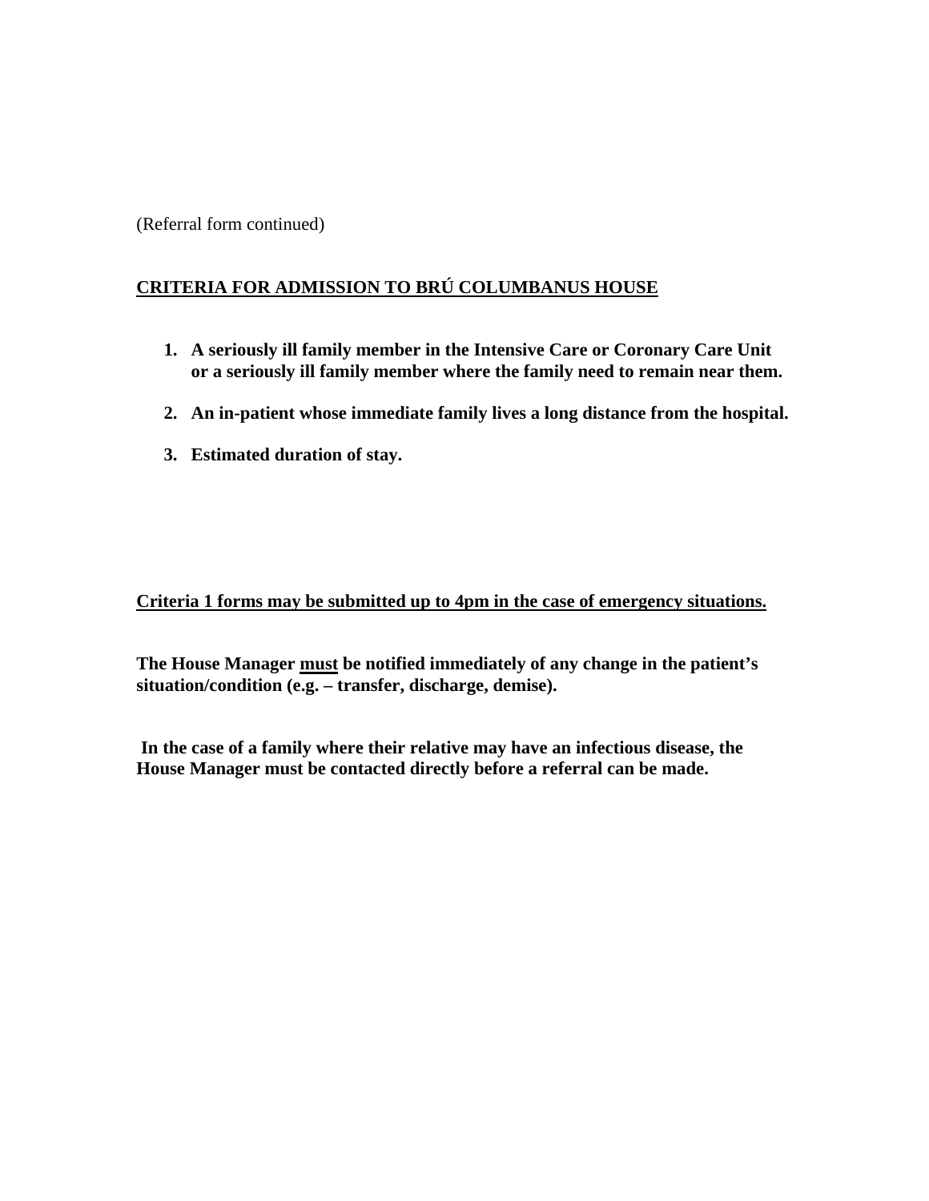(Referral form continued)

**CRITERIA FOR ADMISSION TO BRÚ COLUMBANUS HOUSE**

1. **A seriously ill family member in the Intensive Care or Coronary Care Unit or a seriously ill family member where the family need to remain near them.**
2. **An in-patient whose immediate family lives a long distance from the hospital.**
3. **Estimated duration of stay.**

**Criteria 1 forms may be submitted up to 4pm in the case of emergency situations.**

**The House Manager must be notified immediately of any change in the patient's situation/condition (e.g. – transfer, discharge, demise).**

**In the case of a family where their relative may have an infectious disease, the House Manager must be contacted directly before a referral can be made.**